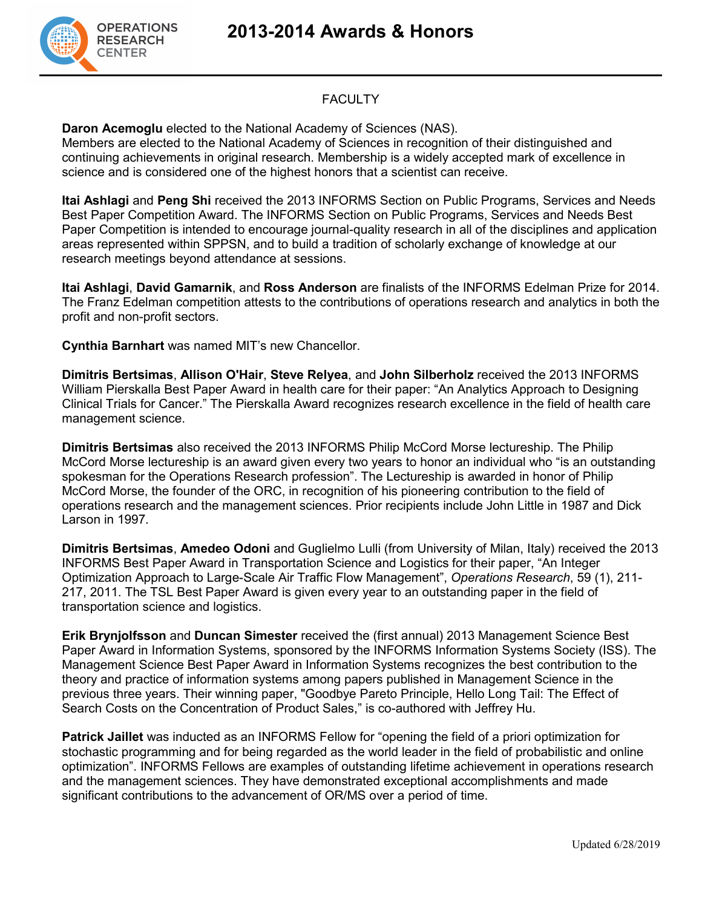# 2013-2014 Awards & Honors

## FACULTY

**Daron Acemoglu** elected to the National Academy of Sciences (NAS).
Members are elected to the National Academy of Sciences in recognition of their distinguished and continuing achievements in original research. Membership is a widely accepted mark of excellence in science and is considered one of the highest honors that a scientist can receive.

**Itai Ashlagi** and **Peng Shi** received the 2013 INFORMS Section on Public Programs, Services and Needs Best Paper Competition Award. The INFORMS Section on Public Programs, Services and Needs Best Paper Competition is intended to encourage journal-quality research in all of the disciplines and application areas represented within SPPSN, and to build a tradition of scholarly exchange of knowledge at our research meetings beyond attendance at sessions.

**Itai Ashlagi**, **David Gamarnik**, and **Ross Anderson** are finalists of the INFORMS Edelman Prize for 2014. The Franz Edelman competition attests to the contributions of operations research and analytics in both the profit and non-profit sectors.

**Cynthia Barnhart** was named MIT's new Chancellor.

**Dimitris Bertsimas**, **Allison O'Hair**, **Steve Relyea**, and **John Silberholz** received the 2013 INFORMS William Pierskalla Best Paper Award in health care for their paper: "An Analytics Approach to Designing Clinical Trials for Cancer." The Pierskalla Award recognizes research excellence in the field of health care management science.

**Dimitris Bertsimas** also received the 2013 INFORMS Philip McCord Morse lectureship. The Philip McCord Morse lectureship is an award given every two years to honor an individual who "is an outstanding spokesman for the Operations Research profession". The Lectureship is awarded in honor of Philip McCord Morse, the founder of the ORC, in recognition of his pioneering contribution to the field of operations research and the management sciences. Prior recipients include John Little in 1987 and Dick Larson in 1997.

**Dimitris Bertsimas**, **Amedeo Odoni** and Guglielmo Lulli (from University of Milan, Italy) received the 2013 INFORMS Best Paper Award in Transportation Science and Logistics for their paper, "An Integer Optimization Approach to Large-Scale Air Traffic Flow Management", *Operations Research*, 59 (1), 211-217, 2011. The TSL Best Paper Award is given every year to an outstanding paper in the field of transportation science and logistics.

**Erik Brynjolfsson** and **Duncan Simester** received the (first annual) 2013 Management Science Best Paper Award in Information Systems, sponsored by the INFORMS Information Systems Society (ISS). The Management Science Best Paper Award in Information Systems recognizes the best contribution to the theory and practice of information systems among papers published in Management Science in the previous three years. Their winning paper, "Goodbye Pareto Principle, Hello Long Tail: The Effect of Search Costs on the Concentration of Product Sales," is co-authored with Jeffrey Hu.

**Patrick Jaillet** was inducted as an INFORMS Fellow for "opening the field of a priori optimization for stochastic programming and for being regarded as the world leader in the field of probabilistic and online optimization". INFORMS Fellows are examples of outstanding lifetime achievement in operations research and the management sciences. They have demonstrated exceptional accomplishments and made significant contributions to the advancement of OR/MS over a period of time.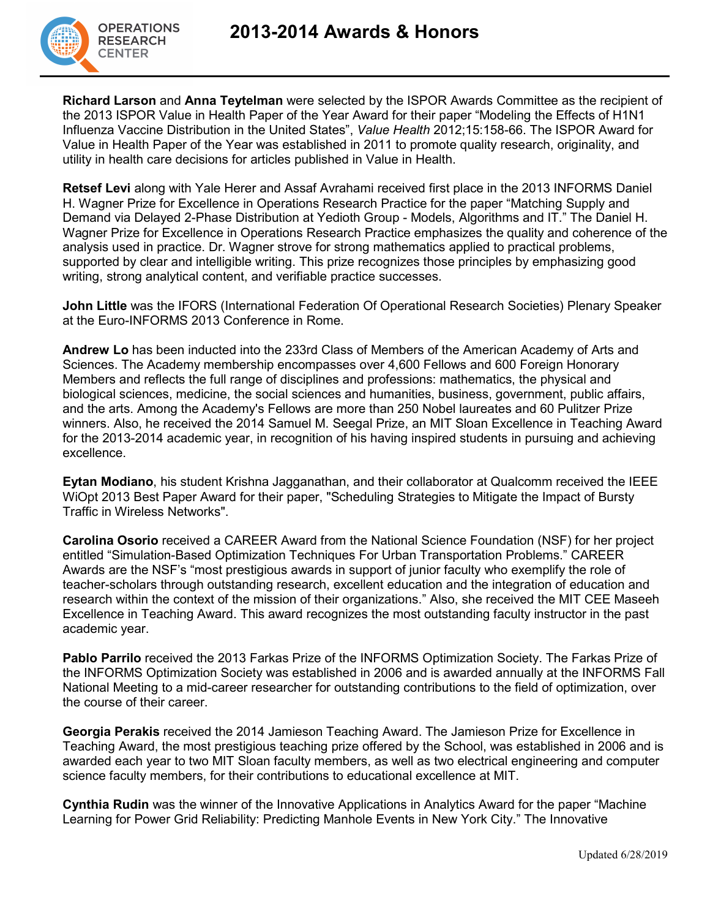# 2013-2014 Awards & Honors

**Richard Larson** and **Anna Teytelman** were selected by the ISPOR Awards Committee as the recipient of the 2013 ISPOR Value in Health Paper of the Year Award for their paper "Modeling the Effects of H1N1 Influenza Vaccine Distribution in the United States", *Value Health* 2012;15:158-66. The ISPOR Award for Value in Health Paper of the Year was established in 2011 to promote quality research, originality, and utility in health care decisions for articles published in Value in Health.

**Retsef Levi** along with Yale Herer and Assaf Avrahami received first place in the 2013 INFORMS Daniel H. Wagner Prize for Excellence in Operations Research Practice for the paper "Matching Supply and Demand via Delayed 2-Phase Distribution at Yedioth Group - Models, Algorithms and IT." The Daniel H. Wagner Prize for Excellence in Operations Research Practice emphasizes the quality and coherence of the analysis used in practice. Dr. Wagner strove for strong mathematics applied to practical problems, supported by clear and intelligible writing. This prize recognizes those principles by emphasizing good writing, strong analytical content, and verifiable practice successes.

**John Little** was the IFORS (International Federation Of Operational Research Societies) Plenary Speaker at the Euro-INFORMS 2013 Conference in Rome.

**Andrew Lo** has been inducted into the 233rd Class of Members of the American Academy of Arts and Sciences. The Academy membership encompasses over 4,600 Fellows and 600 Foreign Honorary Members and reflects the full range of disciplines and professions: mathematics, the physical and biological sciences, medicine, the social sciences and humanities, business, government, public affairs, and the arts. Among the Academy's Fellows are more than 250 Nobel laureates and 60 Pulitzer Prize winners. Also, he received the 2014 Samuel M. Seegal Prize, an MIT Sloan Excellence in Teaching Award for the 2013-2014 academic year, in recognition of his having inspired students in pursuing and achieving excellence.

**Eytan Modiano**, his student Krishna Jagganathan, and their collaborator at Qualcomm received the IEEE WiOpt 2013 Best Paper Award for their paper, "Scheduling Strategies to Mitigate the Impact of Bursty Traffic in Wireless Networks".

**Carolina Osorio** received a CAREER Award from the National Science Foundation (NSF) for her project entitled "Simulation-Based Optimization Techniques For Urban Transportation Problems." CAREER Awards are the NSF's "most prestigious awards in support of junior faculty who exemplify the role of teacher-scholars through outstanding research, excellent education and the integration of education and research within the context of the mission of their organizations." Also, she received the MIT CEE Maseeh Excellence in Teaching Award. This award recognizes the most outstanding faculty instructor in the past academic year.

**Pablo Parrilo** received the 2013 Farkas Prize of the INFORMS Optimization Society. The Farkas Prize of the INFORMS Optimization Society was established in 2006 and is awarded annually at the INFORMS Fall National Meeting to a mid-career researcher for outstanding contributions to the field of optimization, over the course of their career.

**Georgia Perakis** received the 2014 Jamieson Teaching Award. The Jamieson Prize for Excellence in Teaching Award, the most prestigious teaching prize offered by the School, was established in 2006 and is awarded each year to two MIT Sloan faculty members, as well as two electrical engineering and computer science faculty members, for their contributions to educational excellence at MIT.

**Cynthia Rudin** was the winner of the Innovative Applications in Analytics Award for the paper "Machine Learning for Power Grid Reliability: Predicting Manhole Events in New York City." The Innovative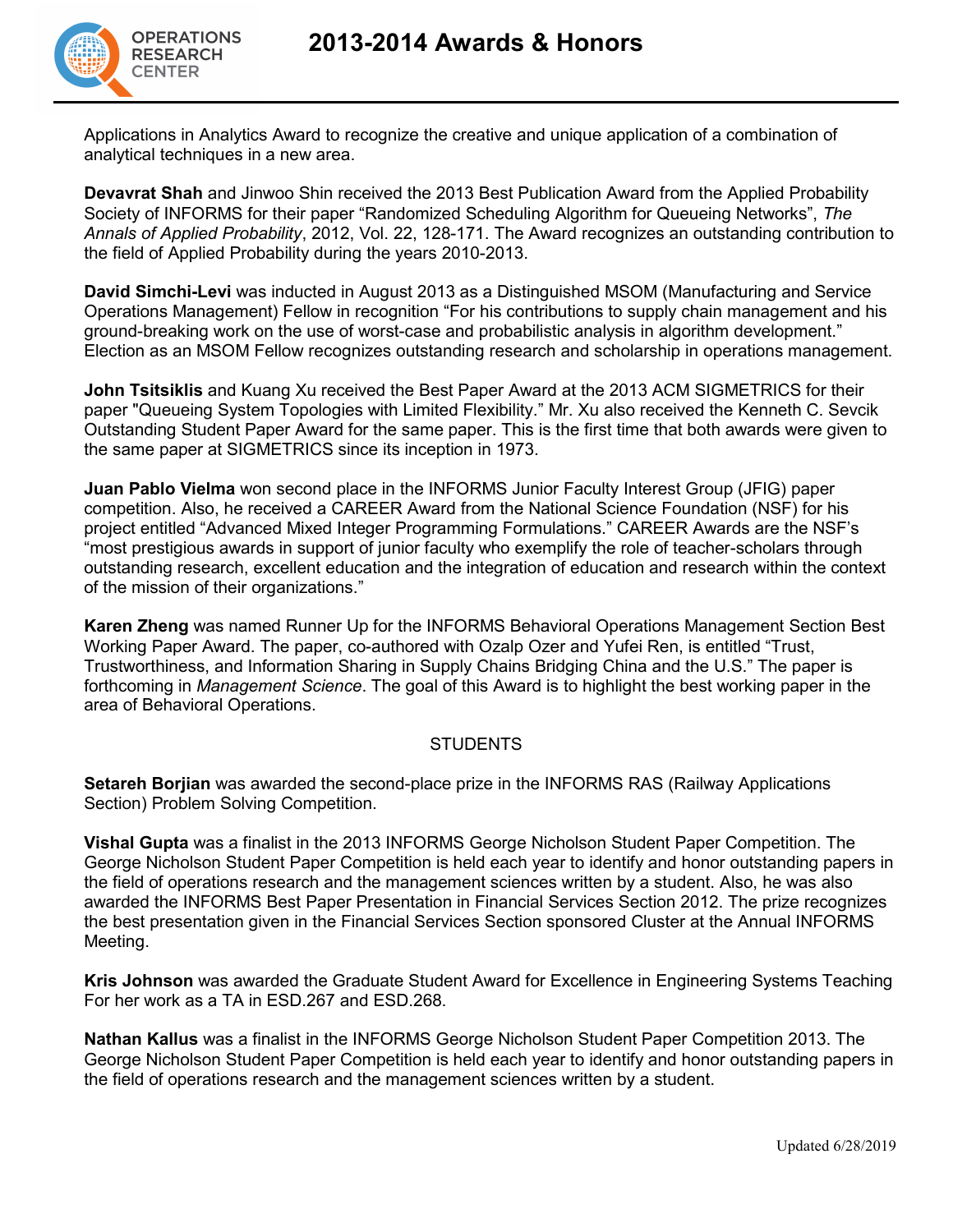Applications in Analytics Award to recognize the creative and unique application of a combination of analytical techniques in a new area.

**Devavrat Shah** and Jinwoo Shin received the 2013 Best Publication Award from the Applied Probability Society of INFORMS for their paper "Randomized Scheduling Algorithm for Queueing Networks", *The Annals of Applied Probability*, 2012, Vol. 22, 128-171. The Award recognizes an outstanding contribution to the field of Applied Probability during the years 2010-2013.

**David Simchi-Levi** was inducted in August 2013 as a Distinguished MSOM (Manufacturing and Service Operations Management) Fellow in recognition "For his contributions to supply chain management and his ground-breaking work on the use of worst-case and probabilistic analysis in algorithm development." Election as an MSOM Fellow recognizes outstanding research and scholarship in operations management.

**John Tsitsiklis** and Kuang Xu received the Best Paper Award at the 2013 ACM SIGMETRICS for their paper "Queueing System Topologies with Limited Flexibility." Mr. Xu also received the Kenneth C. Sevcik Outstanding Student Paper Award for the same paper. This is the first time that both awards were given to the same paper at SIGMETRICS since its inception in 1973.

**Juan Pablo Vielma** won second place in the INFORMS Junior Faculty Interest Group (JFIG) paper competition. Also, he received a CAREER Award from the National Science Foundation (NSF) for his project entitled "Advanced Mixed Integer Programming Formulations." CAREER Awards are the NSF's "most prestigious awards in support of junior faculty who exemplify the role of teacher-scholars through outstanding research, excellent education and the integration of education and research within the context of the mission of their organizations."

**Karen Zheng** was named Runner Up for the INFORMS Behavioral Operations Management Section Best Working Paper Award. The paper, co-authored with Ozalp Ozer and Yufei Ren, is entitled "Trust, Trustworthiness, and Information Sharing in Supply Chains Bridging China and the U.S." The paper is forthcoming in *Management Science*. The goal of this Award is to highlight the best working paper in the area of Behavioral Operations.

## STUDENTS

**Setareh Borjian** was awarded the second-place prize in the INFORMS RAS (Railway Applications Section) Problem Solving Competition.

**Vishal Gupta** was a finalist in the 2013 INFORMS George Nicholson Student Paper Competition. The George Nicholson Student Paper Competition is held each year to identify and honor outstanding papers in the field of operations research and the management sciences written by a student. Also, he was also awarded the INFORMS Best Paper Presentation in Financial Services Section 2012. The prize recognizes the best presentation given in the Financial Services Section sponsored Cluster at the Annual INFORMS Meeting.

**Kris Johnson** was awarded the Graduate Student Award for Excellence in Engineering Systems Teaching For her work as a TA in ESD.267 and ESD.268.

**Nathan Kallus** was a finalist in the INFORMS George Nicholson Student Paper Competition 2013. The George Nicholson Student Paper Competition is held each year to identify and honor outstanding papers in the field of operations research and the management sciences written by a student.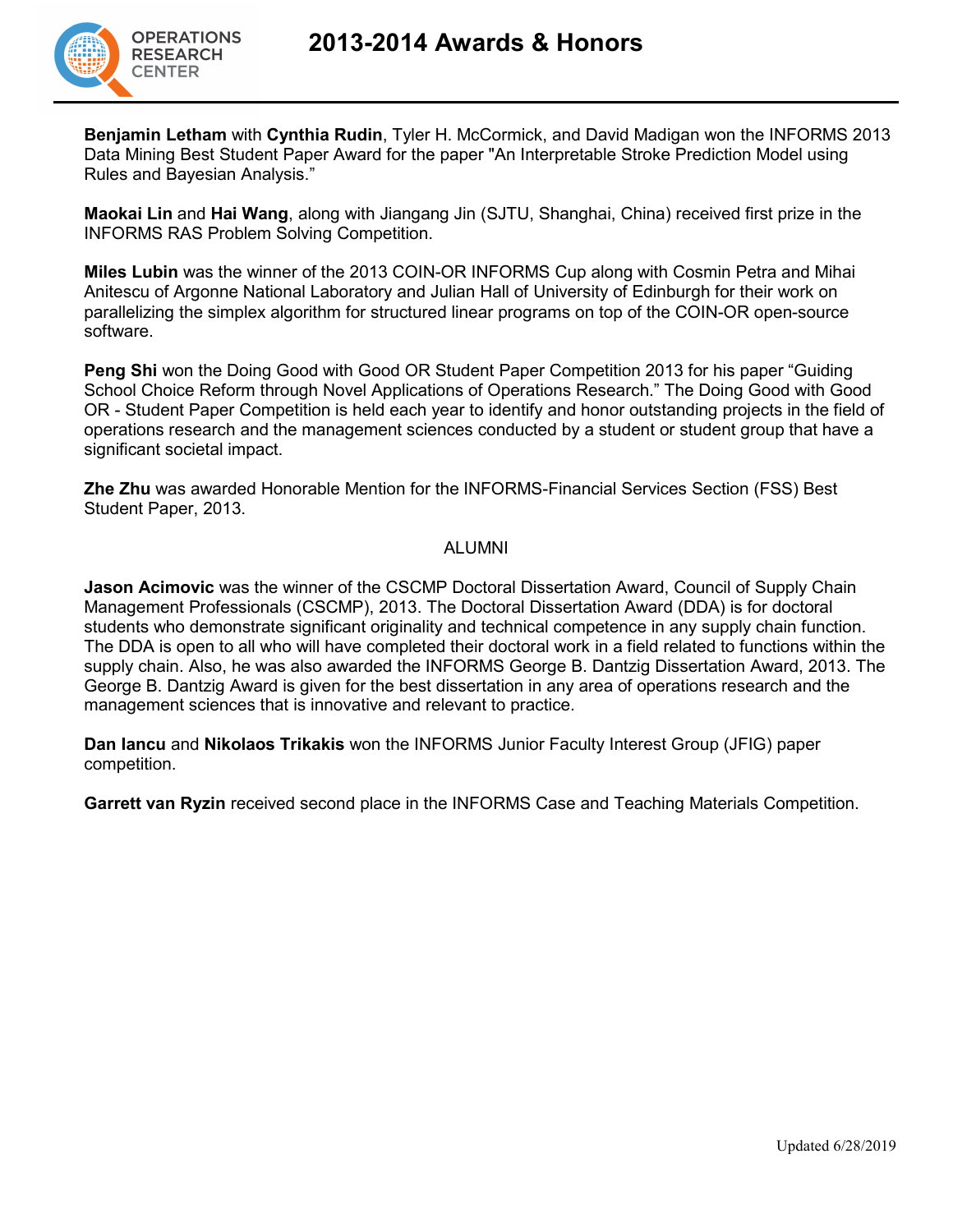# 2013-2014 Awards & Honors

**Benjamin Letham** with **Cynthia Rudin**, Tyler H. McCormick, and David Madigan won the INFORMS 2013 Data Mining Best Student Paper Award for the paper "An Interpretable Stroke Prediction Model using Rules and Bayesian Analysis."

**Maokai Lin** and **Hai Wang**, along with Jiangang Jin (SJTU, Shanghai, China) received first prize in the INFORMS RAS Problem Solving Competition.

**Miles Lubin** was the winner of the 2013 COIN-OR INFORMS Cup along with Cosmin Petra and Mihai Anitescu of Argonne National Laboratory and Julian Hall of University of Edinburgh for their work on parallelizing the simplex algorithm for structured linear programs on top of the COIN-OR open-source software.

**Peng Shi** won the Doing Good with Good OR Student Paper Competition 2013 for his paper "Guiding School Choice Reform through Novel Applications of Operations Research." The Doing Good with Good OR - Student Paper Competition is held each year to identify and honor outstanding projects in the field of operations research and the management sciences conducted by a student or student group that have a significant societal impact.

**Zhe Zhu** was awarded Honorable Mention for the INFORMS-Financial Services Section (FSS) Best Student Paper, 2013.

ALUMNI

**Jason Acimovic** was the winner of the CSCMP Doctoral Dissertation Award, Council of Supply Chain Management Professionals (CSCMP), 2013. The Doctoral Dissertation Award (DDA) is for doctoral students who demonstrate significant originality and technical competence in any supply chain function. The DDA is open to all who will have completed their doctoral work in a field related to functions within the supply chain. Also, he was also awarded the INFORMS George B. Dantzig Dissertation Award, 2013. The George B. Dantzig Award is given for the best dissertation in any area of operations research and the management sciences that is innovative and relevant to practice.

**Dan Iancu** and **Nikolaos Trikakis** won the INFORMS Junior Faculty Interest Group (JFIG) paper competition.

**Garrett van Ryzin** received second place in the INFORMS Case and Teaching Materials Competition.

Updated 6/28/2019